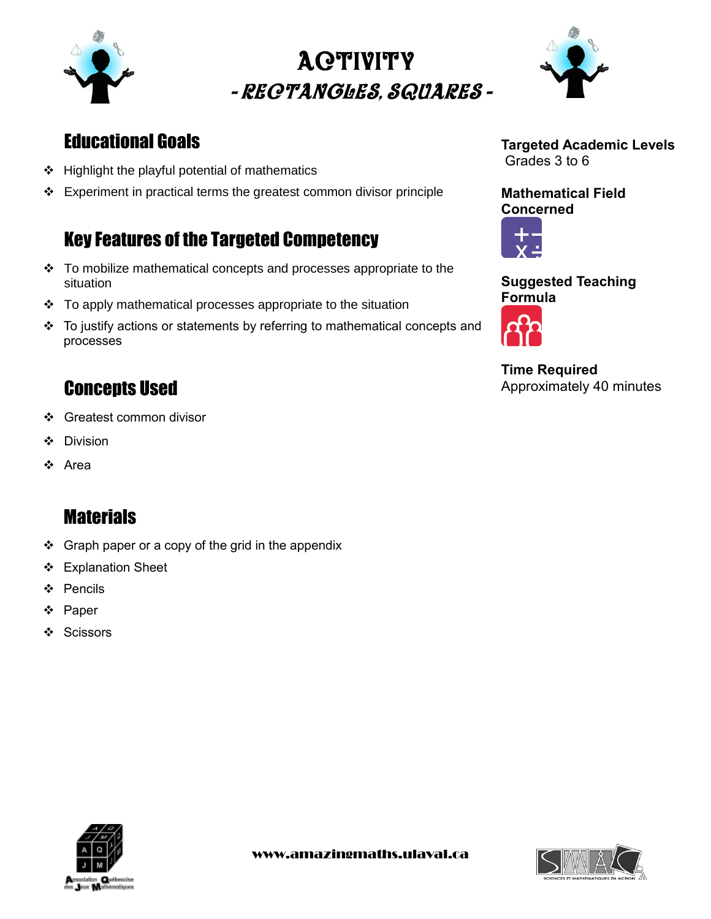# ACTIVITY

## - RECTANGLES, SQUARES -

## Educational Goals

- Highlight the playful potential of mathematics
- Experiment in practical terms the greatest common divisor principle

## Key Features of the Targeted Competency

- To mobilize mathematical concepts and processes appropriate to the situation
- To apply mathematical processes appropriate to the situation
- To justify actions or statements by referring to mathematical concepts and processes

## Concepts Used

- Greatest common divisor
- Division
- Area

## Materials

- Graph paper or a copy of the grid in the appendix
- Explanation Sheet
- Pencils
- Paper
- Scissors

**Targeted Academic Levels**
Grades 3 to 6

**Mathematical Field Concerned**

**Suggested Teaching Formula**

**Time Required**
Approximately 40 minutes

www.amazingmaths.ulaval.ca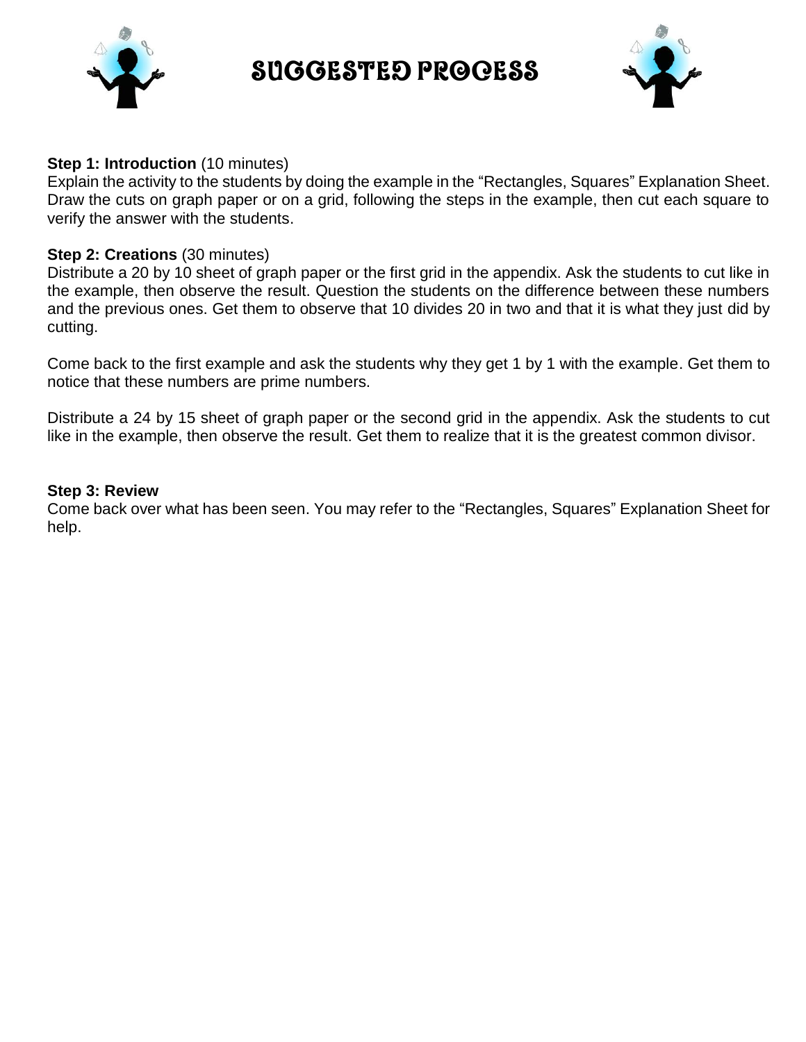# SUGGESTED PROCESS

**Step 1: Introduction** (10 minutes)
Explain the activity to the students by doing the example in the "Rectangles, Squares" Explanation Sheet. Draw the cuts on graph paper or on a grid, following the steps in the example, then cut each square to verify the answer with the students.

**Step 2: Creations** (30 minutes)
Distribute a 20 by 10 sheet of graph paper or the first grid in the appendix. Ask the students to cut like in the example, then observe the result. Question the students on the difference between these numbers and the previous ones. Get them to observe that 10 divides 20 in two and that it is what they just did by cutting.

Come back to the first example and ask the students why they get 1 by 1 with the example. Get them to notice that these numbers are prime numbers.

Distribute a 24 by 15 sheet of graph paper or the second grid in the appendix. Ask the students to cut like in the example, then observe the result. Get them to realize that it is the greatest common divisor.

**Step 3: Review**
Come back over what has been seen. You may refer to the "Rectangles, Squares" Explanation Sheet for help.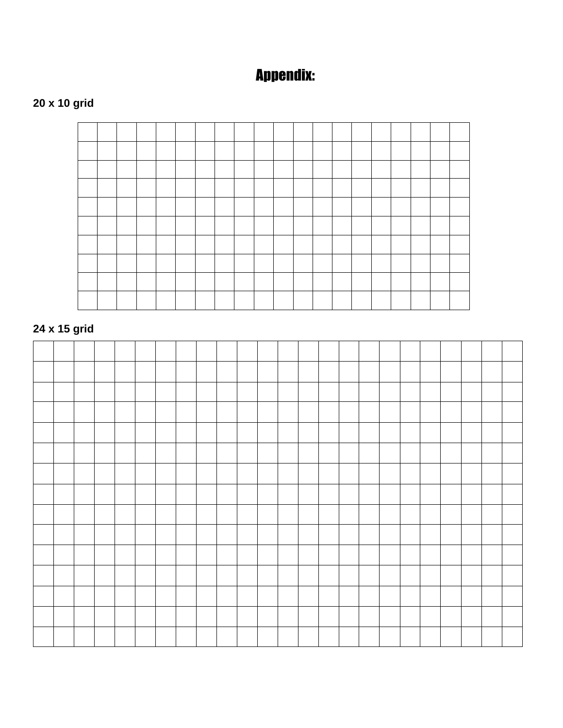# Appendix:

**20 x 10 grid**

| | | | | | | | | | | | | | | | | | | | |
|---|---|---|---|---|---|---|---|---|---|---|---|---|---|---|---|---|---|---|---|
| | | | | | | | | | | | | | | | | | | | |
| | | | | | | | | | | | | | | | | | | | |
| | | | | | | | | | | | | | | | | | | | |
| | | | | | | | | | | | | | | | | | | | |
| | | | | | | | | | | | | | | | | | | | |
| | | | | | | | | | | | | | | | | | | | |
| | | | | | | | | | | | | | | | | | | | |
| | | | | | | | | | | | | | | | | | | | |
| | | | | | | | | | | | | | | | | | | | |

**24 x 15 grid**

| | | | | | | | | | | | | | | | | | | | | | | | |
|---|---|---|---|---|---|---|---|---|---|---|---|---|---|---|---|---|---|---|---|---|---|---|---|
| | | | | | | | | | | | | | | | | | | | | | | | |
| | | | | | | | | | | | | | | | | | | | | | | | |
| | | | | | | | | | | | | | | | | | | | | | | | |
| | | | | | | | | | | | | | | | | | | | | | | | |
| | | | | | | | | | | | | | | | | | | | | | | | |
| | | | | | | | | | | | | | | | | | | | | | | | |
| | | | | | | | | | | | | | | | | | | | | | | | |
| | | | | | | | | | | | | | | | | | | | | | | | |
| | | | | | | | | | | | | | | | | | | | | | | | |
| | | | | | | | | | | | | | | | | | | | | | | | |
| | | | | | | | | | | | | | | | | | | | | | | | |
| | | | | | | | | | | | | | | | | | | | | | | | |
| | | | | | | | | | | | | | | | | | | | | | | | |
| | | | | | | | | | | | | | | | | | | | | | | | |